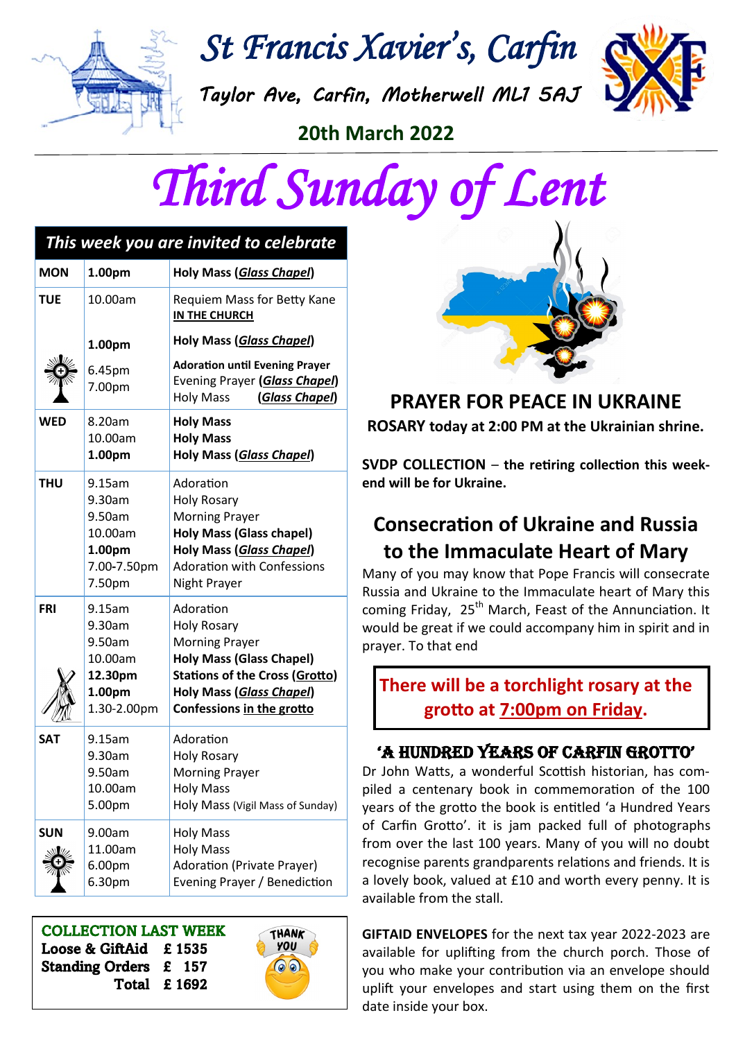# St Francis Xavier's, Carfin

Taylor Ave, Carfin, Motherwell ML1 5AJ

**20th March 2022**

# Third Sunday of Lent

| This week you are invited to celebrate | | |
|---|---|---|
| **MON** | **1.00pm** | **Holy Mass (*Glass Chapel*)** |
| **TUE** | 10.00am<br><br>**1.00pm**<br>6.45pm<br>7.00pm | Requiem Mass for Betty Kane **IN THE CHURCH**<br>**Holy Mass (*Glass Chapel*)**<br>**Adoration until Evening Prayer**<br>Evening Prayer (***Glass Chapel***)<br>Holy Mass (***Glass Chapel***) |
| **WED** | 8.20am<br>10.00am<br>**1.00pm** | **Holy Mass**<br>**Holy Mass**<br>**Holy Mass (*Glass Chapel*)** |
| **THU** | 9.15am<br>9.30am<br>9.50am<br>10.00am<br>**1.00pm**<br>7.00-7.50pm<br>7.50pm | Adoration<br>Holy Rosary<br>Morning Prayer<br>**Holy Mass (Glass chapel)**<br>**Holy Mass (*Glass Chapel*)**<br>Adoration with Confessions<br>Night Prayer |
| **FRI** | 9.15am<br>9.30am<br>9.50am<br>10.00am<br>**12.30pm**<br>**1.00pm**<br>1.30-2.00pm | Adoration<br>Holy Rosary<br>Morning Prayer<br>**Holy Mass (Glass Chapel)**<br>**Stations of the Cross (Grotto)**<br>**Holy Mass (*Glass Chapel*)**<br>**Confessions in the grotto** |
| **SAT** | 9.15am<br>9.30am<br>9.50am<br>10.00am<br>5.00pm | Adoration<br>Holy Rosary<br>Morning Prayer<br>Holy Mass<br>Holy Mass (Vigil Mass of Sunday) |
| **SUN** | 9.00am<br>11.00am<br>6.00pm<br>6.30pm | Holy Mass<br>Holy Mass<br>Adoration (Private Prayer)<br>Evening Prayer / Benediction |

**COLLECTION LAST WEEK**

| | |
|---|---|
| **Loose & GiftAid** | **£ 1535** |
| **Standing Orders** | **£ 157** |
| **Total** | **£ 1692** |

## PRAYER FOR PEACE IN UKRAINE

**ROSARY today at 2:00 PM at the Ukrainian shrine.**

**SVDP COLLECTION – the retiring collection this weekend will be for Ukraine.**

## Consecration of Ukraine and Russia to the Immaculate Heart of Mary

Many of you may know that Pope Francis will consecrate Russia and Ukraine to the Immaculate heart of Mary this coming Friday, 25th March, Feast of the Annunciation. It would be great if we could accompany him in spirit and in prayer. To that end

**There will be a torchlight rosary at the grotto at 7:00pm on Friday.**

## 'A HUNDRED YEARS OF CARFIN GROTTO'

Dr John Watts, a wonderful Scottish historian, has compiled a centenary book in commemoration of the 100 years of the grotto the book is entitled 'a Hundred Years of Carfin Grotto'. it is jam packed full of photographs from over the last 100 years. Many of you will no doubt recognise parents grandparents relations and friends. It is a lovely book, valued at £10 and worth every penny. It is available from the stall.

**GIFTAID ENVELOPES** for the next tax year 2022-2023 are available for uplifting from the church porch. Those of you who make your contribution via an envelope should uplift your envelopes and start using them on the first date inside your box.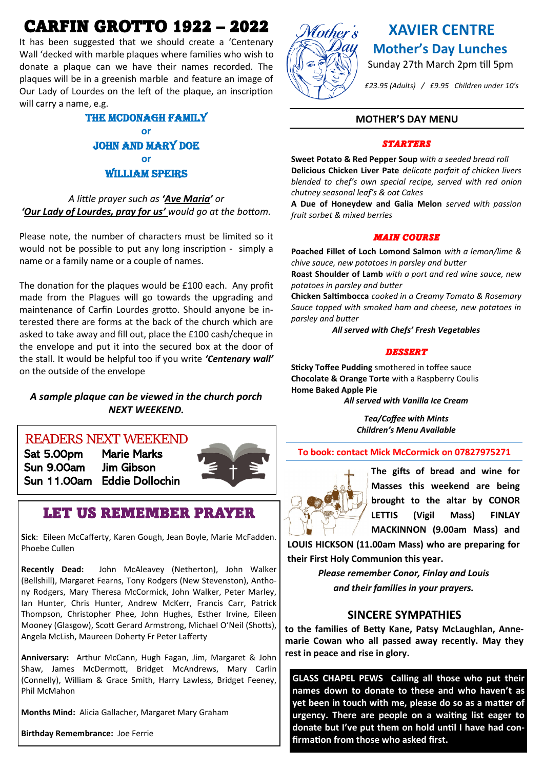# CARFIN GROTTO 1922 – 2022

It has been suggested that we should create a 'Centenary Wall 'decked with marble plaques where families who wish to donate a plaque can we have their names recorded. The plaques will be in a greenish marble and feature an image of Our Lady of Lourdes on the left of the plaque, an inscription will carry a name, e.g.

**THE MCDONAGH FAMILY**

**or**

**JOHN AND MARY DOE**

**or**

**WILLIAM SPEIRS**

*A little prayer such as **'Ave Maria'** or **'Our Lady of Lourdes, pray for us'** would go at the bottom.*

Please note, the number of characters must be limited so it would not be possible to put any long inscription - simply a name or a family name or a couple of names.

The donation for the plaques would be £100 each. Any profit made from the Plagues will go towards the upgrading and maintenance of Carfin Lourdes grotto. Should anyone be interested there are forms at the back of the church which are asked to take away and fill out, place the £100 cash/cheque in the envelope and put it into the secured box at the door of the stall. It would be helpful too if you write ***'Centenary wall'*** on the outside of the envelope

***A sample plaque can be viewed in the church porch NEXT WEEKEND.***

## READERS NEXT WEEKEND

| | |
|---|---|
| Sat 5.00pm | Marie Marks |
| Sun 9.00am | Jim Gibson |
| Sun 11.00am | Eddie Dollochin |

## LET US REMEMBER PRAYER

**Sick**: Eileen McCafferty, Karen Gough, Jean Boyle, Marie McFadden. Phoebe Cullen

**Recently Dead:** John McAleavey (Netherton), John Walker (Bellshill), Margaret Fearns, Tony Rodgers (New Stevenston), Anthony Rodgers, Mary Theresa McCormick, John Walker, Peter Marley, Ian Hunter, Chris Hunter, Andrew McKerr, Francis Carr, Patrick Thompson, Christopher Phee, John Hughes, Esther Irvine, Eileen Mooney (Glasgow), Scott Gerard Armstrong, Michael O'Neil (Shotts), Angela McLish, Maureen Doherty Fr Peter Lafferty

**Anniversary:** Arthur McCann, Hugh Fagan, Jim, Margaret & John Shaw, James McDermott, Bridget McAndrews, Mary Carlin (Connelly), William & Grace Smith, Harry Lawless, Bridget Feeney, Phil McMahon

**Months Mind:** Alicia Gallacher, Margaret Mary Graham

**Birthday Remembrance:** Joe Ferrie

# XAVIER CENTRE

## Mother's Day Lunches

Sunday 27th March 2pm till 5pm

*£23.95 (Adults) / £9.95 Children under 10's*

### MOTHER'S DAY MENU

#### *STARTERS*

**Sweet Potato & Red Pepper Soup** *with a seeded bread roll*
**Delicious Chicken Liver Pate** *delicate parfait of chicken livers blended to chef's own special recipe, served with red onion chutney seasonal leaf's & oat Cakes*
**A Due of Honeydew and Galia Melon** *served with passion fruit sorbet & mixed berries*

#### *MAIN COURSE*

**Poached Fillet of Loch Lomond Salmon** *with a lemon/lime & chive sauce, new potatoes in parsley and butter*
**Roast Shoulder of Lamb** *with a port and red wine sauce, new potatoes in parsley and butter*
**Chicken Saltimbocca** *cooked in a Creamy Tomato & Rosemary Sauce topped with smoked ham and cheese, new potatoes in parsley and butter*

***All served with Chefs' Fresh Vegetables***

#### *DESSERT*

**Sticky Toffee Pudding** smothered in toffee sauce
**Chocolate & Orange Torte** with a Raspberry Coulis
**Home Baked Apple Pie**

***All served with Vanilla Ice Cream***

***Tea/Coffee with Mints***
***Children's Menu Available***

**To book: contact Mick McCormick on 07827975271**

**The gifts of bread and wine for Masses this weekend are being brought to the altar by CONOR LETTIS (Vigil Mass) FINLAY MACKINNON (9.00am Mass) and LOUIS HICKSON (11.00am Mass) who are preparing for their First Holy Communion this year.**

***Please remember Conor, Finlay and Louis and their families in your prayers.***

## SINCERE SYMPATHIES

**to the families of Betty Kane, Patsy McLaughlan, Anne-marie Cowan who all passed away recently. May they rest in peace and rise in glory.**

**GLASS CHAPEL PEWS Calling all those who put their names down to donate to these and who haven't as yet been in touch with me, please do so as a matter of urgency. There are people on a waiting list eager to donate but I've put them on hold until I have had confirmation from those who asked first.**